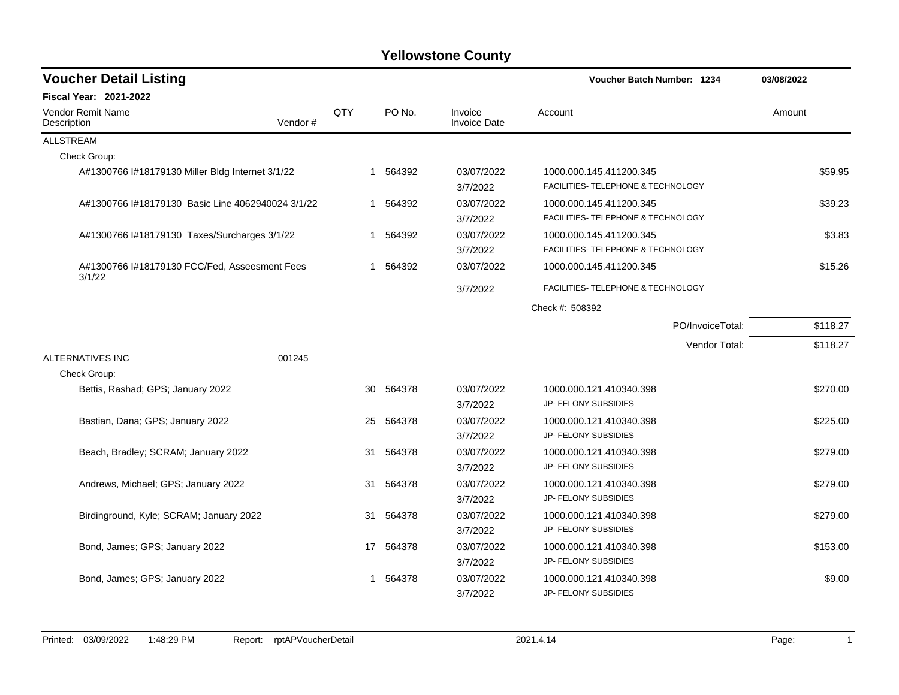# Yellowstone County

## Voucher Detail Listing

**Voucher Batch Number: 1234** — 03/08/2022

**Fiscal Year: 2021-2022**

| Vendor Remit Name / Description | Vendor # | QTY | PO No. | Invoice / Invoice Date | Account | Amount |
|---|---|---|---|---|---|---|
| ALLSTREAM | | | | | | |
| Check Group: | | | | | | |
| A#1300766 I#18179130 Miller Bldg Internet 3/1/22 | | 1 | 564392 | 03/07/2022<br>3/7/2022 | 1000.000.145.411200.345<br>FACILITIES- TELEPHONE & TECHNOLOGY | $59.95 |
| A#1300766 I#18179130 Basic Line 4062940024 3/1/22 | | 1 | 564392 | 03/07/2022<br>3/7/2022 | 1000.000.145.411200.345<br>FACILITIES- TELEPHONE & TECHNOLOGY | $39.23 |
| A#1300766 I#18179130 Taxes/Surcharges 3/1/22 | | 1 | 564392 | 03/07/2022<br>3/7/2022 | 1000.000.145.411200.345<br>FACILITIES- TELEPHONE & TECHNOLOGY | $3.83 |
| A#1300766 I#18179130 FCC/Fed, Asseesment Fees 3/1/22 | | 1 | 564392 | 03/07/2022<br>3/7/2022 | 1000.000.145.411200.345<br>FACILITIES- TELEPHONE & TECHNOLOGY | $15.26 |
| | | | | | Check #: 508392 | |
| | | | | | PO/InvoiceTotal: | $118.27 |
| | | | | | Vendor Total: | $118.27 |
| ALTERNATIVES INC | 001245 | | | | | |
| Check Group: | | | | | | |
| Bettis, Rashad; GPS; January 2022 | | 30 | 564378 | 03/07/2022<br>3/7/2022 | 1000.000.121.410340.398<br>JP- FELONY SUBSIDIES | $270.00 |
| Bastian, Dana; GPS; January 2022 | | 25 | 564378 | 03/07/2022<br>3/7/2022 | 1000.000.121.410340.398<br>JP- FELONY SUBSIDIES | $225.00 |
| Beach, Bradley; SCRAM; January 2022 | | 31 | 564378 | 03/07/2022<br>3/7/2022 | 1000.000.121.410340.398<br>JP- FELONY SUBSIDIES | $279.00 |
| Andrews, Michael; GPS; January 2022 | | 31 | 564378 | 03/07/2022<br>3/7/2022 | 1000.000.121.410340.398<br>JP- FELONY SUBSIDIES | $279.00 |
| Birdinground, Kyle; SCRAM; January 2022 | | 31 | 564378 | 03/07/2022<br>3/7/2022 | 1000.000.121.410340.398<br>JP- FELONY SUBSIDIES | $279.00 |
| Bond, James; GPS; January 2022 | | 17 | 564378 | 03/07/2022<br>3/7/2022 | 1000.000.121.410340.398<br>JP- FELONY SUBSIDIES | $153.00 |
| Bond, James; GPS; January 2022 | | 1 | 564378 | 03/07/2022<br>3/7/2022 | 1000.000.121.410340.398<br>JP- FELONY SUBSIDIES | $9.00 |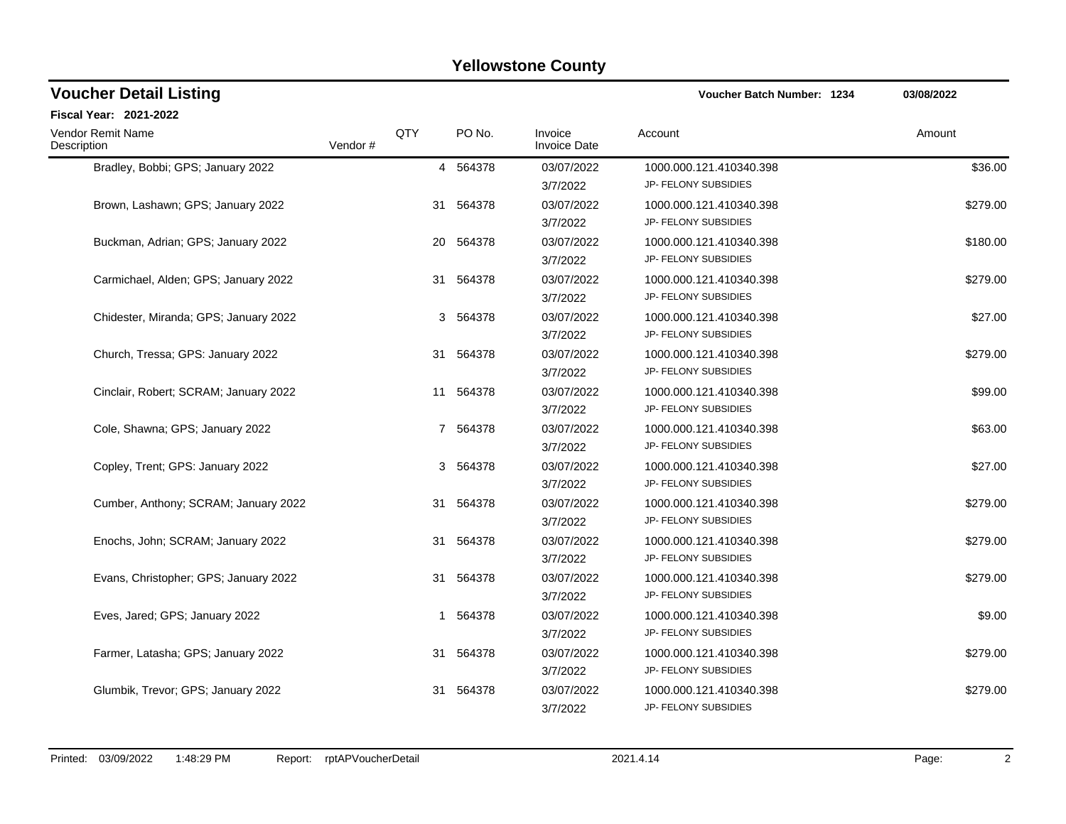# Yellowstone County

## Voucher Detail Listing

**Voucher Batch Number: 1234** — 03/08/2022

**Fiscal Year: 2021-2022**

| Vendor Remit Name / Description | Vendor # | QTY | PO No. | Invoice / Invoice Date | Account | Amount |
|---|---|---|---|---|---|---|
| Bradley, Bobbi; GPS; January 2022 | | 4 | 564378 | 03/07/2022<br>3/7/2022 | 1000.000.121.410340.398<br>JP- FELONY SUBSIDIES | $36.00 |
| Brown, Lashawn; GPS; January 2022 | | 31 | 564378 | 03/07/2022<br>3/7/2022 | 1000.000.121.410340.398<br>JP- FELONY SUBSIDIES | $279.00 |
| Buckman, Adrian; GPS; January 2022 | | 20 | 564378 | 03/07/2022<br>3/7/2022 | 1000.000.121.410340.398<br>JP- FELONY SUBSIDIES | $180.00 |
| Carmichael, Alden; GPS; January 2022 | | 31 | 564378 | 03/07/2022<br>3/7/2022 | 1000.000.121.410340.398<br>JP- FELONY SUBSIDIES | $279.00 |
| Chidester, Miranda; GPS; January 2022 | | 3 | 564378 | 03/07/2022<br>3/7/2022 | 1000.000.121.410340.398<br>JP- FELONY SUBSIDIES | $27.00 |
| Church, Tressa; GPS: January 2022 | | 31 | 564378 | 03/07/2022<br>3/7/2022 | 1000.000.121.410340.398<br>JP- FELONY SUBSIDIES | $279.00 |
| Cinclair, Robert; SCRAM; January 2022 | | 11 | 564378 | 03/07/2022<br>3/7/2022 | 1000.000.121.410340.398<br>JP- FELONY SUBSIDIES | $99.00 |
| Cole, Shawna; GPS; January 2022 | | 7 | 564378 | 03/07/2022<br>3/7/2022 | 1000.000.121.410340.398<br>JP- FELONY SUBSIDIES | $63.00 |
| Copley, Trent; GPS: January 2022 | | 3 | 564378 | 03/07/2022<br>3/7/2022 | 1000.000.121.410340.398<br>JP- FELONY SUBSIDIES | $27.00 |
| Cumber, Anthony; SCRAM; January 2022 | | 31 | 564378 | 03/07/2022<br>3/7/2022 | 1000.000.121.410340.398<br>JP- FELONY SUBSIDIES | $279.00 |
| Enochs, John; SCRAM; January 2022 | | 31 | 564378 | 03/07/2022<br>3/7/2022 | 1000.000.121.410340.398<br>JP- FELONY SUBSIDIES | $279.00 |
| Evans, Christopher; GPS; January 2022 | | 31 | 564378 | 03/07/2022<br>3/7/2022 | 1000.000.121.410340.398<br>JP- FELONY SUBSIDIES | $279.00 |
| Eves, Jared; GPS; January 2022 | | 1 | 564378 | 03/07/2022<br>3/7/2022 | 1000.000.121.410340.398<br>JP- FELONY SUBSIDIES | $9.00 |
| Farmer, Latasha; GPS; January 2022 | | 31 | 564378 | 03/07/2022<br>3/7/2022 | 1000.000.121.410340.398<br>JP- FELONY SUBSIDIES | $279.00 |
| Glumbik, Trevor; GPS; January 2022 | | 31 | 564378 | 03/07/2022<br>3/7/2022 | 1000.000.121.410340.398<br>JP- FELONY SUBSIDIES | $279.00 |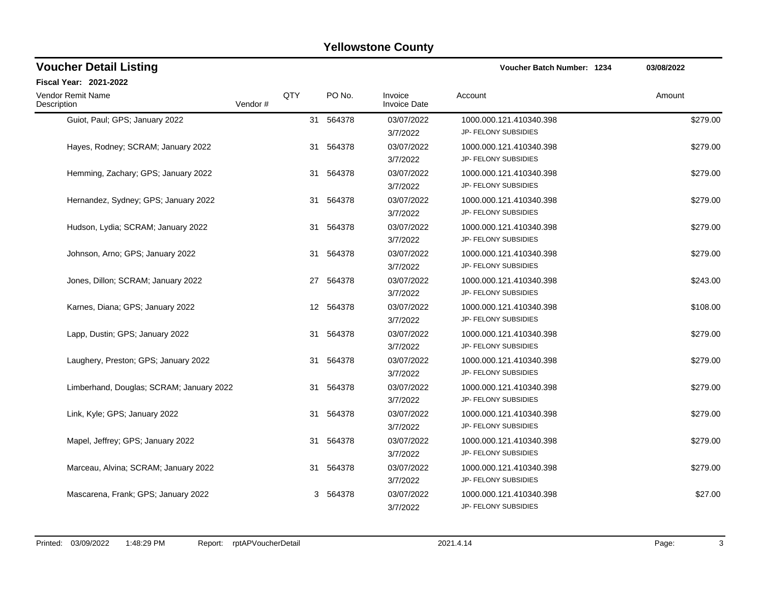# Yellowstone County

## Voucher Detail Listing

**Voucher Batch Number: 1234** 03/08/2022

**Fiscal Year: 2021-2022**

| Vendor Remit Name / Description | Vendor # | QTY | PO No. | Invoice / Invoice Date | Account | Amount |
|---|---|---|---|---|---|---|
| Guiot, Paul; GPS; January 2022 | | 31 | 564378 | 03/07/2022<br>3/7/2022 | 1000.000.121.410340.398<br>JP- FELONY SUBSIDIES | $279.00 |
| Hayes, Rodney; SCRAM; January 2022 | | 31 | 564378 | 03/07/2022<br>3/7/2022 | 1000.000.121.410340.398<br>JP- FELONY SUBSIDIES | $279.00 |
| Hemming, Zachary; GPS; January 2022 | | 31 | 564378 | 03/07/2022<br>3/7/2022 | 1000.000.121.410340.398<br>JP- FELONY SUBSIDIES | $279.00 |
| Hernandez, Sydney; GPS; January 2022 | | 31 | 564378 | 03/07/2022<br>3/7/2022 | 1000.000.121.410340.398<br>JP- FELONY SUBSIDIES | $279.00 |
| Hudson, Lydia; SCRAM; January 2022 | | 31 | 564378 | 03/07/2022<br>3/7/2022 | 1000.000.121.410340.398<br>JP- FELONY SUBSIDIES | $279.00 |
| Johnson, Arno; GPS; January 2022 | | 31 | 564378 | 03/07/2022<br>3/7/2022 | 1000.000.121.410340.398<br>JP- FELONY SUBSIDIES | $279.00 |
| Jones, Dillon; SCRAM; January 2022 | | 27 | 564378 | 03/07/2022<br>3/7/2022 | 1000.000.121.410340.398<br>JP- FELONY SUBSIDIES | $243.00 |
| Karnes, Diana; GPS; January 2022 | | 12 | 564378 | 03/07/2022<br>3/7/2022 | 1000.000.121.410340.398<br>JP- FELONY SUBSIDIES | $108.00 |
| Lapp, Dustin; GPS; January 2022 | | 31 | 564378 | 03/07/2022<br>3/7/2022 | 1000.000.121.410340.398<br>JP- FELONY SUBSIDIES | $279.00 |
| Laughery, Preston; GPS; January 2022 | | 31 | 564378 | 03/07/2022<br>3/7/2022 | 1000.000.121.410340.398<br>JP- FELONY SUBSIDIES | $279.00 |
| Limberhand, Douglas; SCRAM; January 2022 | | 31 | 564378 | 03/07/2022<br>3/7/2022 | 1000.000.121.410340.398<br>JP- FELONY SUBSIDIES | $279.00 |
| Link, Kyle; GPS; January 2022 | | 31 | 564378 | 03/07/2022<br>3/7/2022 | 1000.000.121.410340.398<br>JP- FELONY SUBSIDIES | $279.00 |
| Mapel, Jeffrey; GPS; January 2022 | | 31 | 564378 | 03/07/2022<br>3/7/2022 | 1000.000.121.410340.398<br>JP- FELONY SUBSIDIES | $279.00 |
| Marceau, Alvina; SCRAM; January 2022 | | 31 | 564378 | 03/07/2022<br>3/7/2022 | 1000.000.121.410340.398<br>JP- FELONY SUBSIDIES | $279.00 |
| Mascarena, Frank; GPS; January 2022 | | 3 | 564378 | 03/07/2022<br>3/7/2022 | 1000.000.121.410340.398<br>JP- FELONY SUBSIDIES | $27.00 |

Printed: 03/09/2022 1:48:29 PM Report: rptAPVoucherDetail 2021.4.14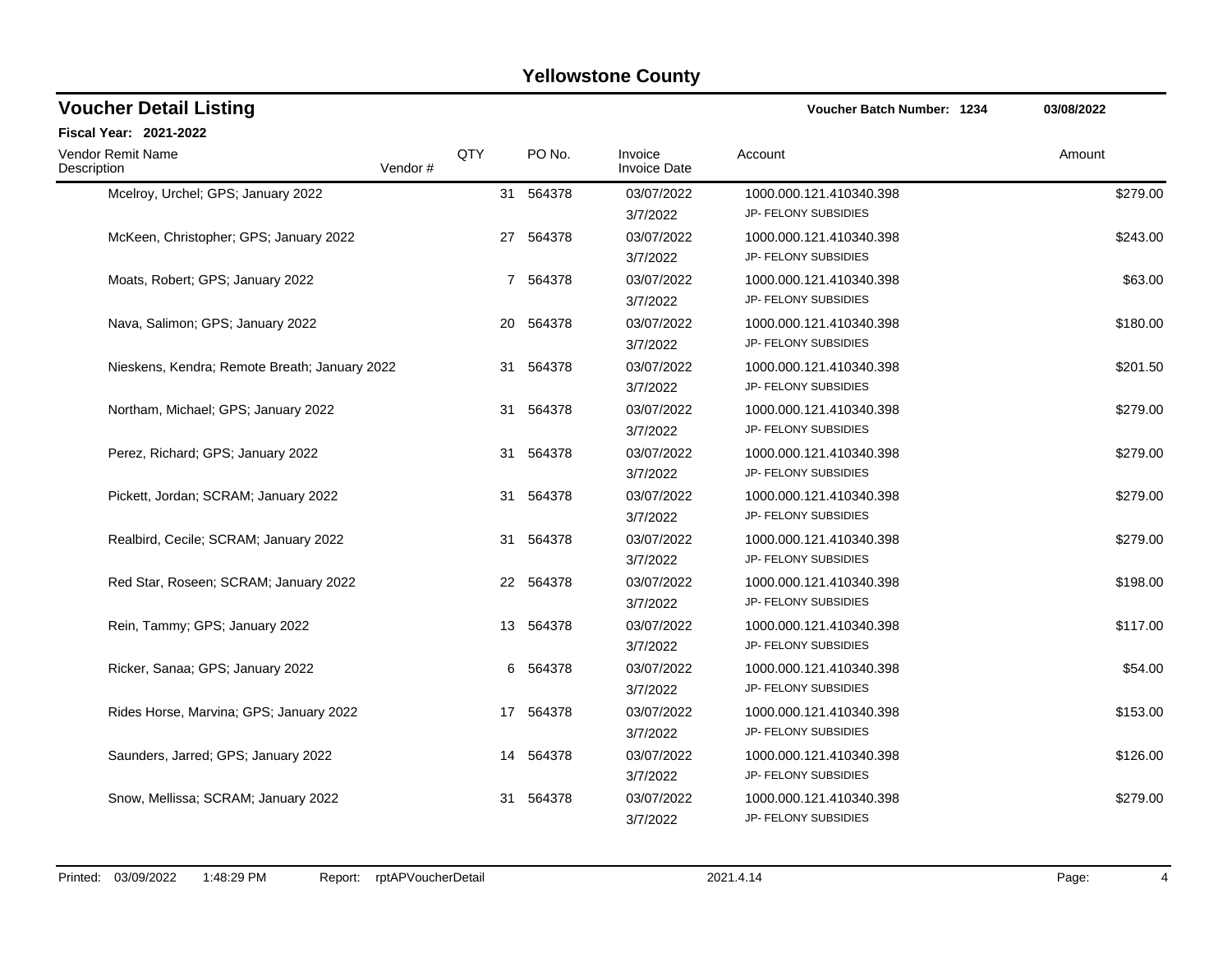# Yellowstone County

## Voucher Detail Listing

**Voucher Batch Number: 1234** 03/08/2022

**Fiscal Year: 2021-2022**

| Vendor Remit Name Description | Vendor # | QTY | PO No. | Invoice Invoice Date | Account | Amount |
|---|---|---|---|---|---|---|
| Mcelroy, Urchel; GPS; January 2022 | | 31 | 564378 | 03/07/2022 3/7/2022 | 1000.000.121.410340.398 JP- FELONY SUBSIDIES | $279.00 |
| McKeen, Christopher; GPS; January 2022 | | 27 | 564378 | 03/07/2022 3/7/2022 | 1000.000.121.410340.398 JP- FELONY SUBSIDIES | $243.00 |
| Moats, Robert; GPS; January 2022 | | 7 | 564378 | 03/07/2022 3/7/2022 | 1000.000.121.410340.398 JP- FELONY SUBSIDIES | $63.00 |
| Nava, Salimon; GPS; January 2022 | | 20 | 564378 | 03/07/2022 3/7/2022 | 1000.000.121.410340.398 JP- FELONY SUBSIDIES | $180.00 |
| Nieskens, Kendra; Remote Breath; January 2022 | | 31 | 564378 | 03/07/2022 3/7/2022 | 1000.000.121.410340.398 JP- FELONY SUBSIDIES | $201.50 |
| Northam, Michael; GPS; January 2022 | | 31 | 564378 | 03/07/2022 3/7/2022 | 1000.000.121.410340.398 JP- FELONY SUBSIDIES | $279.00 |
| Perez, Richard; GPS; January 2022 | | 31 | 564378 | 03/07/2022 3/7/2022 | 1000.000.121.410340.398 JP- FELONY SUBSIDIES | $279.00 |
| Pickett, Jordan; SCRAM; January 2022 | | 31 | 564378 | 03/07/2022 3/7/2022 | 1000.000.121.410340.398 JP- FELONY SUBSIDIES | $279.00 |
| Realbird, Cecile; SCRAM; January 2022 | | 31 | 564378 | 03/07/2022 3/7/2022 | 1000.000.121.410340.398 JP- FELONY SUBSIDIES | $279.00 |
| Red Star, Roseen; SCRAM; January 2022 | | 22 | 564378 | 03/07/2022 3/7/2022 | 1000.000.121.410340.398 JP- FELONY SUBSIDIES | $198.00 |
| Rein, Tammy; GPS; January 2022 | | 13 | 564378 | 03/07/2022 3/7/2022 | 1000.000.121.410340.398 JP- FELONY SUBSIDIES | $117.00 |
| Ricker, Sanaa; GPS; January 2022 | | 6 | 564378 | 03/07/2022 3/7/2022 | 1000.000.121.410340.398 JP- FELONY SUBSIDIES | $54.00 |
| Rides Horse, Marvina; GPS; January 2022 | | 17 | 564378 | 03/07/2022 3/7/2022 | 1000.000.121.410340.398 JP- FELONY SUBSIDIES | $153.00 |
| Saunders, Jarred; GPS; January 2022 | | 14 | 564378 | 03/07/2022 3/7/2022 | 1000.000.121.410340.398 JP- FELONY SUBSIDIES | $126.00 |
| Snow, Mellissa; SCRAM; January 2022 | | 31 | 564378 | 03/07/2022 3/7/2022 | 1000.000.121.410340.398 JP- FELONY SUBSIDIES | $279.00 |

Printed: 03/09/2022 1:48:29 PM Report: rptAPVoucherDetail 2021.4.14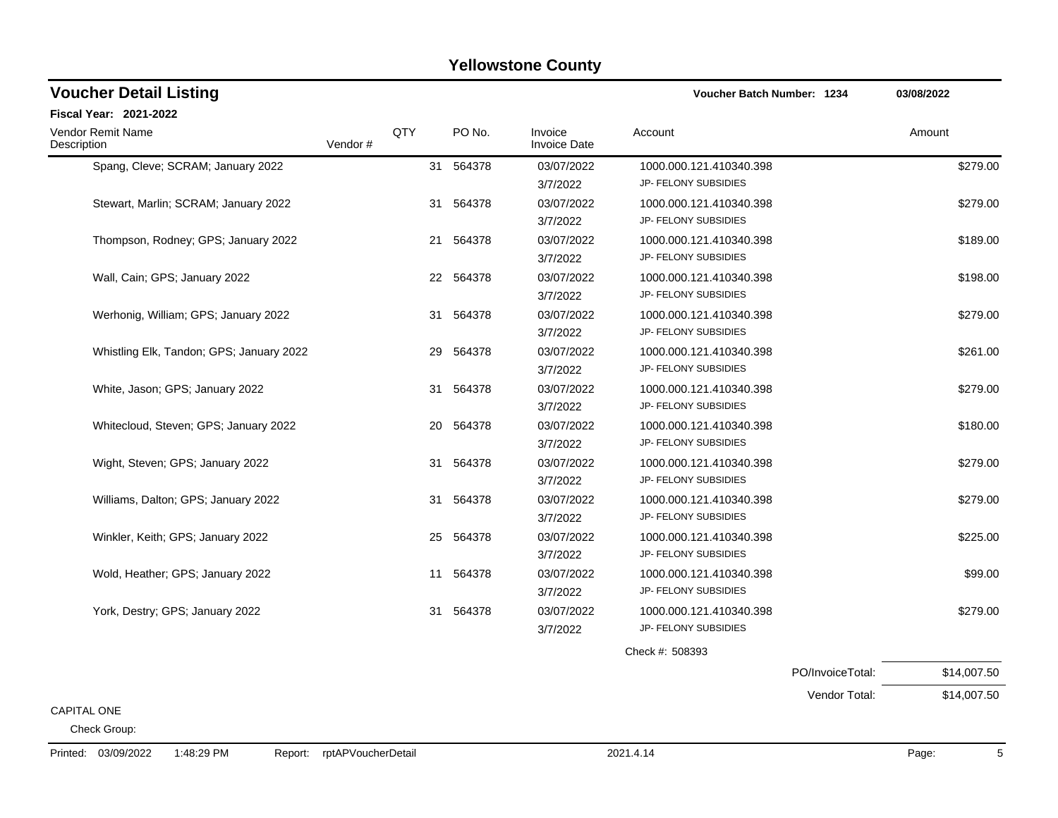# Yellowstone County

## Voucher Detail Listing

**Voucher Batch Number: 1234** — 03/08/2022

**Fiscal Year: 2021-2022**

| Vendor Remit Name / Description | Vendor # | QTY | PO No. | Invoice / Invoice Date | Account | Amount |
|---|---|---|---|---|---|---|
| Spang, Cleve; SCRAM; January 2022 | | 31 | 564378 | 03/07/2022<br>3/7/2022 | 1000.000.121.410340.398<br>JP- FELONY SUBSIDIES | $279.00 |
| Stewart, Marlin; SCRAM; January 2022 | | 31 | 564378 | 03/07/2022<br>3/7/2022 | 1000.000.121.410340.398<br>JP- FELONY SUBSIDIES | $279.00 |
| Thompson, Rodney; GPS; January 2022 | | 21 | 564378 | 03/07/2022<br>3/7/2022 | 1000.000.121.410340.398<br>JP- FELONY SUBSIDIES | $189.00 |
| Wall, Cain; GPS; January 2022 | | 22 | 564378 | 03/07/2022<br>3/7/2022 | 1000.000.121.410340.398<br>JP- FELONY SUBSIDIES | $198.00 |
| Werhonig, William; GPS; January 2022 | | 31 | 564378 | 03/07/2022<br>3/7/2022 | 1000.000.121.410340.398<br>JP- FELONY SUBSIDIES | $279.00 |
| Whistling Elk, Tandon; GPS; January 2022 | | 29 | 564378 | 03/07/2022<br>3/7/2022 | 1000.000.121.410340.398<br>JP- FELONY SUBSIDIES | $261.00 |
| White, Jason; GPS; January 2022 | | 31 | 564378 | 03/07/2022<br>3/7/2022 | 1000.000.121.410340.398<br>JP- FELONY SUBSIDIES | $279.00 |
| Whitecloud, Steven; GPS; January 2022 | | 20 | 564378 | 03/07/2022<br>3/7/2022 | 1000.000.121.410340.398<br>JP- FELONY SUBSIDIES | $180.00 |
| Wight, Steven; GPS; January 2022 | | 31 | 564378 | 03/07/2022<br>3/7/2022 | 1000.000.121.410340.398<br>JP- FELONY SUBSIDIES | $279.00 |
| Williams, Dalton; GPS; January 2022 | | 31 | 564378 | 03/07/2022<br>3/7/2022 | 1000.000.121.410340.398<br>JP- FELONY SUBSIDIES | $279.00 |
| Winkler, Keith; GPS; January 2022 | | 25 | 564378 | 03/07/2022<br>3/7/2022 | 1000.000.121.410340.398<br>JP- FELONY SUBSIDIES | $225.00 |
| Wold, Heather; GPS; January 2022 | | 11 | 564378 | 03/07/2022<br>3/7/2022 | 1000.000.121.410340.398<br>JP- FELONY SUBSIDIES | $99.00 |
| York, Destry; GPS; January 2022 | | 31 | 564378 | 03/07/2022<br>3/7/2022 | 1000.000.121.410340.398<br>JP- FELONY SUBSIDIES | $279.00 |

Check #: 508393

| | |
|---|---|
| PO/InvoiceTotal: | $14,007.50 |
| Vendor Total: | $14,007.50 |

CAPITAL ONE

Check Group:

Printed: 03/09/2022 1:48:29 PM Report: rptAPVoucherDetail 2021.4.14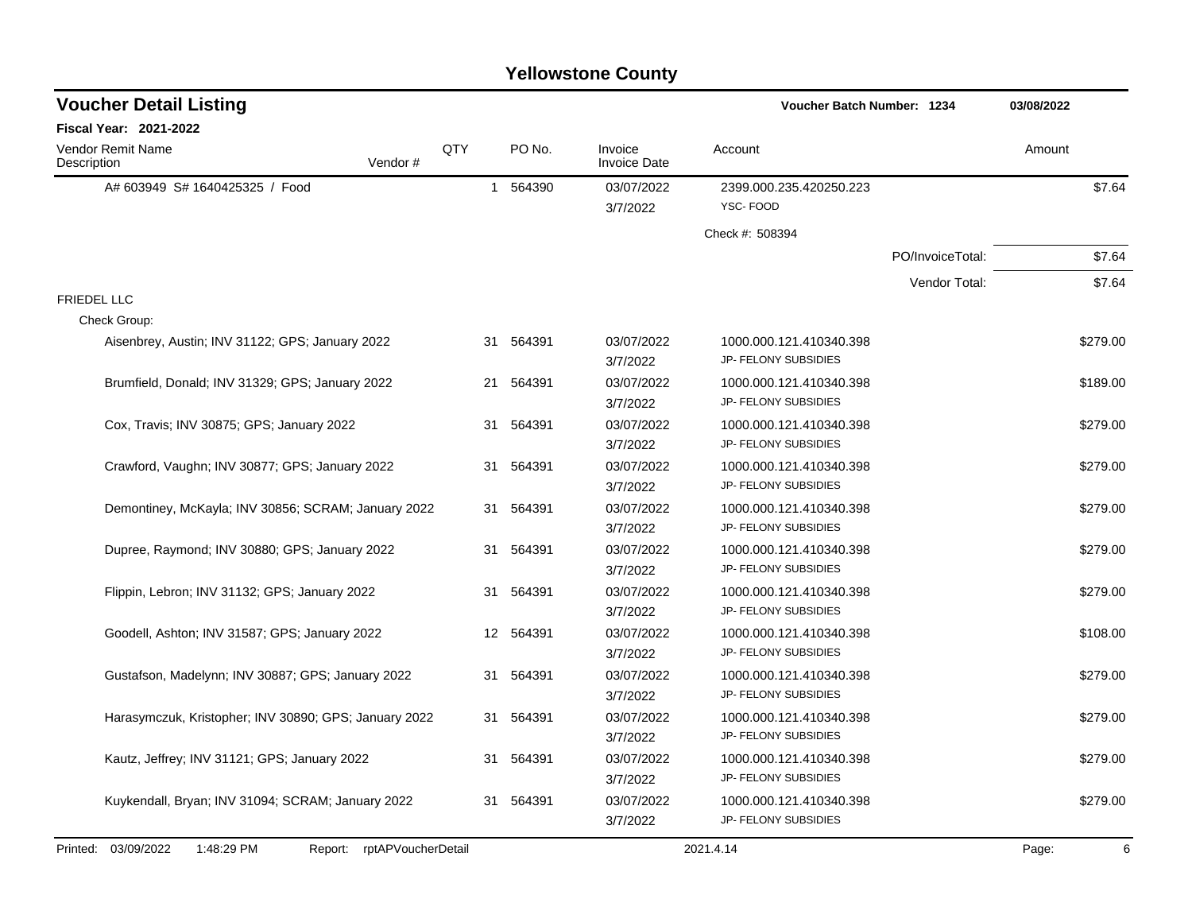# Yellowstone County

## Voucher Detail Listing

**Voucher Batch Number: 1234** 03/08/2022

**Fiscal Year: 2021-2022**

| Vendor Remit Name / Description | Vendor # | QTY | PO No. | Invoice / Invoice Date | Account | Amount |
|---|---|---|---|---|---|---|
| A# 603949 S# 1640425325 / Food | | 1 | 564390 | 03/07/2022<br>3/7/2022 | 2399.000.235.420250.223<br>YSC- FOOD | $7.64 |
| | | | | | Check #: 508394 | |
| | | | | | PO/InvoiceTotal: | $7.64 |
| | | | | | Vendor Total: | $7.64 |
| **FRIEDEL LLC** | | | | | | |
| Check Group: | | | | | | |
| Aisenbrey, Austin; INV 31122; GPS; January 2022 | | 31 | 564391 | 03/07/2022<br>3/7/2022 | 1000.000.121.410340.398<br>JP- FELONY SUBSIDIES | $279.00 |
| Brumfield, Donald; INV 31329; GPS; January 2022 | | 21 | 564391 | 03/07/2022<br>3/7/2022 | 1000.000.121.410340.398<br>JP- FELONY SUBSIDIES | $189.00 |
| Cox, Travis; INV 30875; GPS; January 2022 | | 31 | 564391 | 03/07/2022<br>3/7/2022 | 1000.000.121.410340.398<br>JP- FELONY SUBSIDIES | $279.00 |
| Crawford, Vaughn; INV 30877; GPS; January 2022 | | 31 | 564391 | 03/07/2022<br>3/7/2022 | 1000.000.121.410340.398<br>JP- FELONY SUBSIDIES | $279.00 |
| Demontiney, McKayla; INV 30856; SCRAM; January 2022 | | 31 | 564391 | 03/07/2022<br>3/7/2022 | 1000.000.121.410340.398<br>JP- FELONY SUBSIDIES | $279.00 |
| Dupree, Raymond; INV 30880; GPS; January 2022 | | 31 | 564391 | 03/07/2022<br>3/7/2022 | 1000.000.121.410340.398<br>JP- FELONY SUBSIDIES | $279.00 |
| Flippin, Lebron; INV 31132; GPS; January 2022 | | 31 | 564391 | 03/07/2022<br>3/7/2022 | 1000.000.121.410340.398<br>JP- FELONY SUBSIDIES | $279.00 |
| Goodell, Ashton; INV 31587; GPS; January 2022 | | 12 | 564391 | 03/07/2022<br>3/7/2022 | 1000.000.121.410340.398<br>JP- FELONY SUBSIDIES | $108.00 |
| Gustafson, Madelynn; INV 30887; GPS; January 2022 | | 31 | 564391 | 03/07/2022<br>3/7/2022 | 1000.000.121.410340.398<br>JP- FELONY SUBSIDIES | $279.00 |
| Harasymczuk, Kristopher; INV 30890; GPS; January 2022 | | 31 | 564391 | 03/07/2022<br>3/7/2022 | 1000.000.121.410340.398<br>JP- FELONY SUBSIDIES | $279.00 |
| Kautz, Jeffrey; INV 31121; GPS; January 2022 | | 31 | 564391 | 03/07/2022<br>3/7/2022 | 1000.000.121.410340.398<br>JP- FELONY SUBSIDIES | $279.00 |
| Kuykendall, Bryan; INV 31094; SCRAM; January 2022 | | 31 | 564391 | 03/07/2022<br>3/7/2022 | 1000.000.121.410340.398<br>JP- FELONY SUBSIDIES | $279.00 |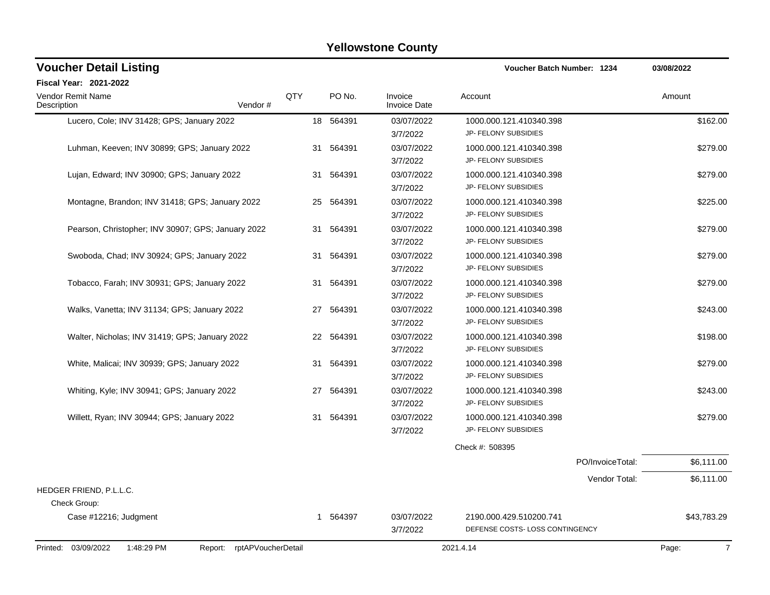# Yellowstone County

## Voucher Detail Listing

**Voucher Batch Number: 1234** — 03/08/2022

**Fiscal Year: 2021-2022**

| Vendor Remit Name / Description | Vendor # | QTY | PO No. | Invoice / Invoice Date | Account | Amount |
|---|---|---|---|---|---|---|
| Lucero, Cole; INV 31428; GPS; January 2022 | | 18 | 564391 | 03/07/2022<br>3/7/2022 | 1000.000.121.410340.398<br>JP- FELONY SUBSIDIES | $162.00 |
| Luhman, Keeven; INV 30899; GPS; January 2022 | | 31 | 564391 | 03/07/2022<br>3/7/2022 | 1000.000.121.410340.398<br>JP- FELONY SUBSIDIES | $279.00 |
| Lujan, Edward; INV 30900; GPS; January 2022 | | 31 | 564391 | 03/07/2022<br>3/7/2022 | 1000.000.121.410340.398<br>JP- FELONY SUBSIDIES | $279.00 |
| Montagne, Brandon; INV 31418; GPS; January 2022 | | 25 | 564391 | 03/07/2022<br>3/7/2022 | 1000.000.121.410340.398<br>JP- FELONY SUBSIDIES | $225.00 |
| Pearson, Christopher; INV 30907; GPS; January 2022 | | 31 | 564391 | 03/07/2022<br>3/7/2022 | 1000.000.121.410340.398<br>JP- FELONY SUBSIDIES | $279.00 |
| Swoboda, Chad; INV 30924; GPS; January 2022 | | 31 | 564391 | 03/07/2022<br>3/7/2022 | 1000.000.121.410340.398<br>JP- FELONY SUBSIDIES | $279.00 |
| Tobacco, Farah; INV 30931; GPS; January 2022 | | 31 | 564391 | 03/07/2022<br>3/7/2022 | 1000.000.121.410340.398<br>JP- FELONY SUBSIDIES | $279.00 |
| Walks, Vanetta; INV 31134; GPS; January 2022 | | 27 | 564391 | 03/07/2022<br>3/7/2022 | 1000.000.121.410340.398<br>JP- FELONY SUBSIDIES | $243.00 |
| Walter, Nicholas; INV 31419; GPS; January 2022 | | 22 | 564391 | 03/07/2022<br>3/7/2022 | 1000.000.121.410340.398<br>JP- FELONY SUBSIDIES | $198.00 |
| White, Malicai; INV 30939; GPS; January 2022 | | 31 | 564391 | 03/07/2022<br>3/7/2022 | 1000.000.121.410340.398<br>JP- FELONY SUBSIDIES | $279.00 |
| Whiting, Kyle; INV 30941; GPS; January 2022 | | 27 | 564391 | 03/07/2022<br>3/7/2022 | 1000.000.121.410340.398<br>JP- FELONY SUBSIDIES | $243.00 |
| Willett, Ryan; INV 30944; GPS; January 2022 | | 31 | 564391 | 03/07/2022<br>3/7/2022 | 1000.000.121.410340.398<br>JP- FELONY SUBSIDIES | $279.00 |
| | | | | | Check #: 508395 | |
| | | | | | PO/InvoiceTotal: | $6,111.00 |
| | | | | | Vendor Total: | $6,111.00 |
| **HEDGER FRIEND, P.L.L.C.** | | | | | | |
| Check Group: | | | | | | |
| Case #12216; Judgment | | 1 | 564397 | 03/07/2022<br>3/7/2022 | 2190.000.429.510200.741<br>DEFENSE COSTS- LOSS CONTINGENCY | $43,783.29 |

Printed: 03/09/2022 1:48:29 PM Report: rptAPVoucherDetail 2021.4.14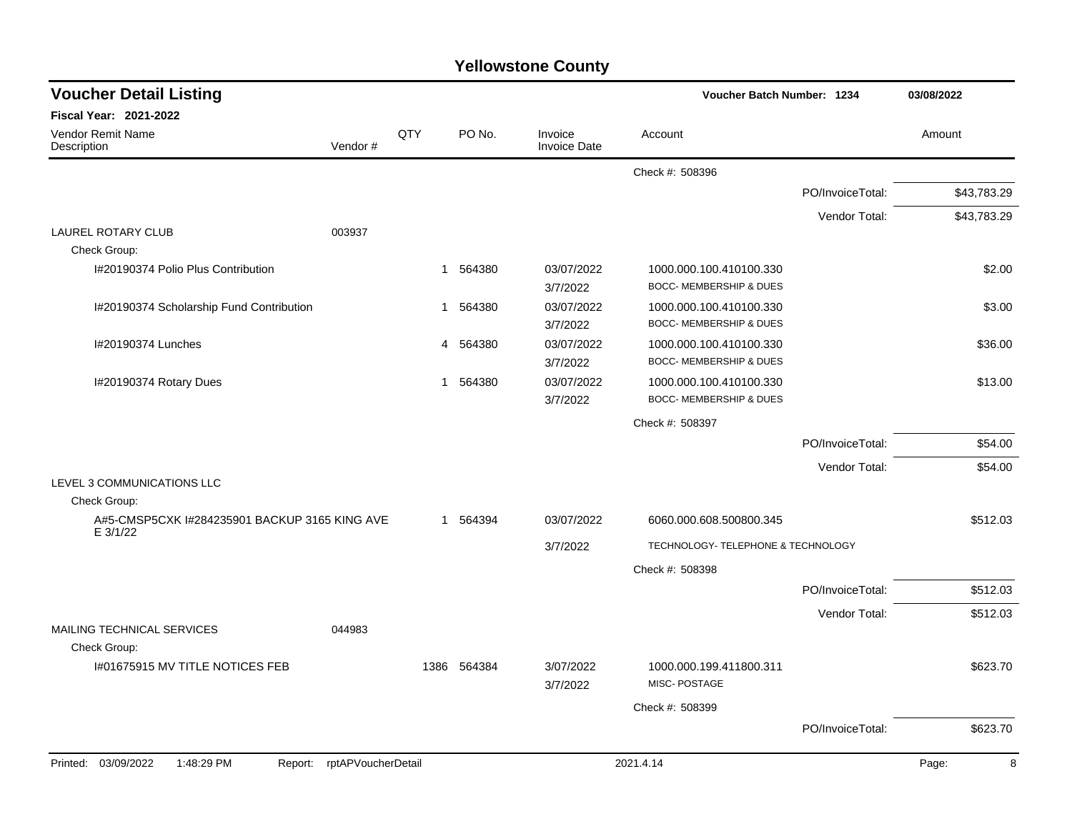# Yellowstone County

## Voucher Detail Listing

**Voucher Batch Number: 1234** 03/08/2022

**Fiscal Year: 2021-2022**

| Vendor Remit Name / Description | Vendor # | QTY | PO No. | Invoice / Invoice Date | Account | Amount |
|---|---|---|---|---|---|---|
| | | | | | Check #: 508396 | |
| | | | | | PO/InvoiceTotal: | $43,783.29 |
| | | | | | Vendor Total: | $43,783.29 |
| LAUREL ROTARY CLUB | 003937 | | | | | |
| Check Group: | | | | | | |
| I#20190374 Polio Plus Contribution | | 1 | 564380 | 03/07/2022 3/7/2022 | 1000.000.100.410100.330 BOCC- MEMBERSHIP & DUES | $2.00 |
| I#20190374 Scholarship Fund Contribution | | 1 | 564380 | 03/07/2022 3/7/2022 | 1000.000.100.410100.330 BOCC- MEMBERSHIP & DUES | $3.00 |
| I#20190374 Lunches | | 4 | 564380 | 03/07/2022 3/7/2022 | 1000.000.100.410100.330 BOCC- MEMBERSHIP & DUES | $36.00 |
| I#20190374 Rotary Dues | | 1 | 564380 | 03/07/2022 3/7/2022 | 1000.000.100.410100.330 BOCC- MEMBERSHIP & DUES | $13.00 |
| | | | | | Check #: 508397 | |
| | | | | | PO/InvoiceTotal: | $54.00 |
| | | | | | Vendor Total: | $54.00 |
| LEVEL 3 COMMUNICATIONS LLC | | | | | | |
| Check Group: | | | | | | |
| A#5-CMSP5CXK I#284235901 BACKUP 3165 KING AVE E 3/1/22 | | 1 | 564394 | 03/07/2022 3/7/2022 | 6060.000.608.500800.345 TECHNOLOGY- TELEPHONE & TECHNOLOGY | $512.03 |
| | | | | | Check #: 508398 | |
| | | | | | PO/InvoiceTotal: | $512.03 |
| | | | | | Vendor Total: | $512.03 |
| MAILING TECHNICAL SERVICES | 044983 | | | | | |
| Check Group: | | | | | | |
| I#01675915 MV TITLE NOTICES FEB | | 1386 | 564384 | 3/07/2022 3/7/2022 | 1000.000.199.411800.311 MISC- POSTAGE | $623.70 |
| | | | | | Check #: 508399 | |
| | | | | | PO/InvoiceTotal: | $623.70 |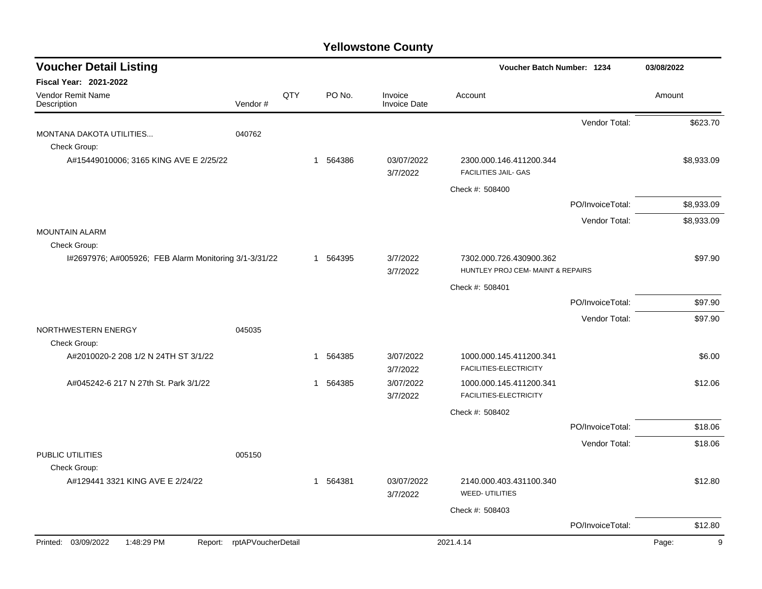# Yellowstone County

## Voucher Detail Listing

**Voucher Batch Number: 1234** — 03/08/2022

**Fiscal Year: 2021-2022**

| Vendor Remit Name / Description | Vendor # | QTY | PO No. | Invoice / Invoice Date | Account | Amount |
|---|---|---|---|---|---|---|
| | | | | | Vendor Total: | $623.70 |
| MONTANA DAKOTA UTILITIES... | 040762 | | | | | |
| Check Group: | | | | | | |
| A#15449010006; 3165 KING AVE E 2/25/22 | | 1 | 564386 | 03/07/2022 / 3/7/2022 | 2300.000.146.411200.344 FACILITIES JAIL- GAS | $8,933.09 |
| | | | | | Check #: 508400 | |
| | | | | | PO/InvoiceTotal: | $8,933.09 |
| | | | | | Vendor Total: | $8,933.09 |
| MOUNTAIN ALARM | | | | | | |
| Check Group: | | | | | | |
| I#2697976; A#005926; FEB Alarm Monitoring 3/1-3/31/22 | | 1 | 564395 | 3/7/2022 / 3/7/2022 | 7302.000.726.430900.362 HUNTLEY PROJ CEM- MAINT & REPAIRS | $97.90 |
| | | | | | Check #: 508401 | |
| | | | | | PO/InvoiceTotal: | $97.90 |
| | | | | | Vendor Total: | $97.90 |
| NORTHWESTERN ENERGY | 045035 | | | | | |
| Check Group: | | | | | | |
| A#2010020-2 208 1/2 N 24TH ST 3/1/22 | | 1 | 564385 | 3/07/2022 / 3/7/2022 | 1000.000.145.411200.341 FACILITIES-ELECTRICITY | $6.00 |
| A#045242-6 217 N 27th St. Park 3/1/22 | | 1 | 564385 | 3/07/2022 / 3/7/2022 | 1000.000.145.411200.341 FACILITIES-ELECTRICITY | $12.06 |
| | | | | | Check #: 508402 | |
| | | | | | PO/InvoiceTotal: | $18.06 |
| | | | | | Vendor Total: | $18.06 |
| PUBLIC UTILITIES | 005150 | | | | | |
| Check Group: | | | | | | |
| A#129441 3321 KING AVE E 2/24/22 | | 1 | 564381 | 03/07/2022 / 3/7/2022 | 2140.000.403.431100.340 WEED- UTILITIES | $12.80 |
| | | | | | Check #: 508403 | |
| | | | | | PO/InvoiceTotal: | $12.80 |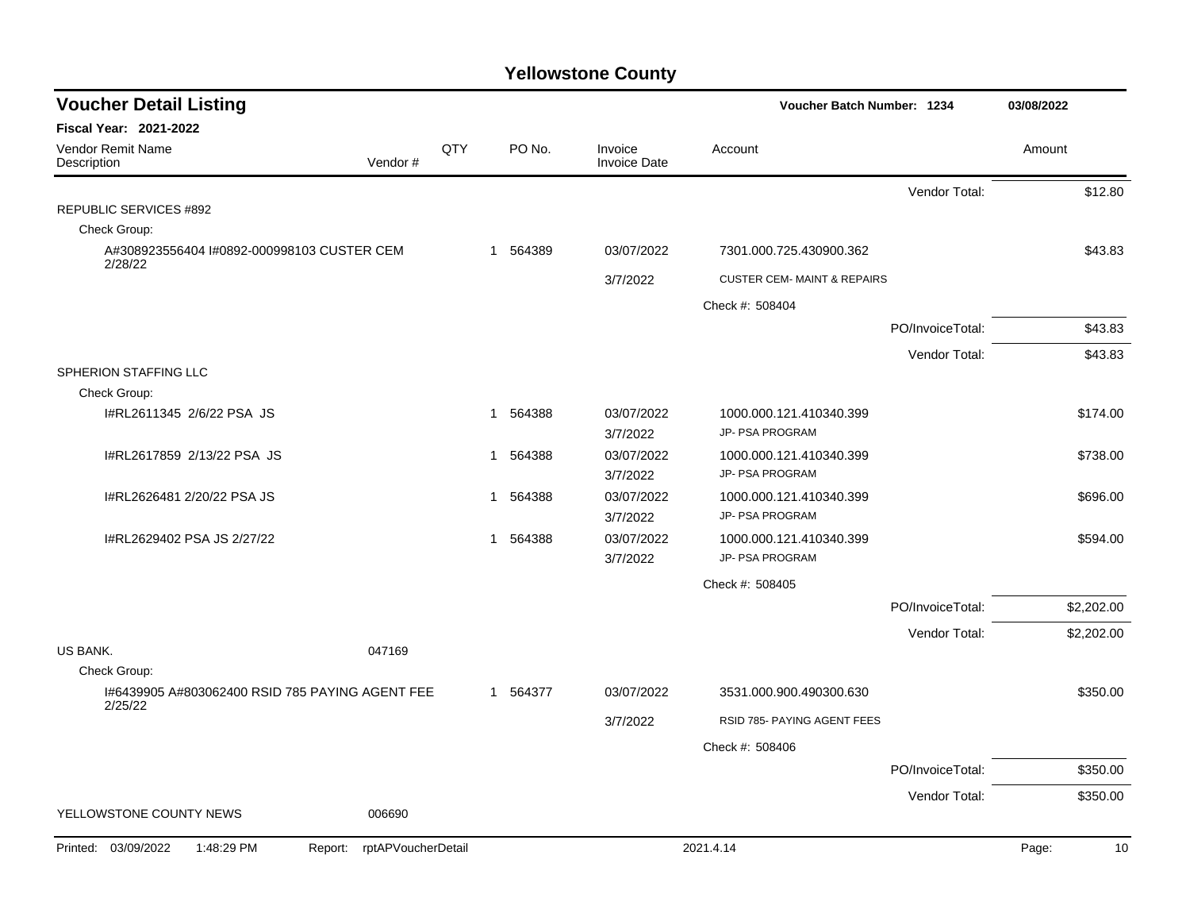# Yellowstone County

## Voucher Detail Listing

**Voucher Batch Number: 1234** 03/08/2022

**Fiscal Year: 2021-2022**

| Vendor Remit Name / Description | Vendor # | QTY | PO No. | Invoice / Invoice Date | Account | Amount |
|---|---|---|---|---|---|---|
| | | | | | Vendor Total: | $12.80 |
| REPUBLIC SERVICES #892 | | | | | | |
| Check Group: | | | | | | |
| A#308923556404 I#0892-000998103 CUSTER CEM 2/28/22 | | 1 | 564389 | 03/07/2022 | 7301.000.725.430900.362 | $43.83 |
| | | | | 3/7/2022 | CUSTER CEM- MAINT & REPAIRS | |
| | | | | | Check #: 508404 | |
| | | | | | PO/InvoiceTotal: | $43.83 |
| | | | | | Vendor Total: | $43.83 |
| SPHERION STAFFING LLC | | | | | | |
| Check Group: | | | | | | |
| I#RL2611345 2/6/22 PSA JS | | 1 | 564388 | 03/07/2022 | 1000.000.121.410340.399 | $174.00 |
| | | | | 3/7/2022 | JP- PSA PROGRAM | |
| I#RL2617859 2/13/22 PSA JS | | 1 | 564388 | 03/07/2022 | 1000.000.121.410340.399 | $738.00 |
| | | | | 3/7/2022 | JP- PSA PROGRAM | |
| I#RL2626481 2/20/22 PSA JS | | 1 | 564388 | 03/07/2022 | 1000.000.121.410340.399 | $696.00 |
| | | | | 3/7/2022 | JP- PSA PROGRAM | |
| I#RL2629402 PSA JS 2/27/22 | | 1 | 564388 | 03/07/2022 | 1000.000.121.410340.399 | $594.00 |
| | | | | 3/7/2022 | JP- PSA PROGRAM | |
| | | | | | Check #: 508405 | |
| | | | | | PO/InvoiceTotal: | $2,202.00 |
| | | | | | Vendor Total: | $2,202.00 |
| US BANK. | 047169 | | | | | |
| Check Group: | | | | | | |
| I#6439905 A#803062400 RSID 785 PAYING AGENT FEE 2/25/22 | | 1 | 564377 | 03/07/2022 | 3531.000.900.490300.630 | $350.00 |
| | | | | 3/7/2022 | RSID 785- PAYING AGENT FEES | |
| | | | | | Check #: 508406 | |
| | | | | | PO/InvoiceTotal: | $350.00 |
| | | | | | Vendor Total: | $350.00 |
| YELLOWSTONE COUNTY NEWS | 006690 | | | | | |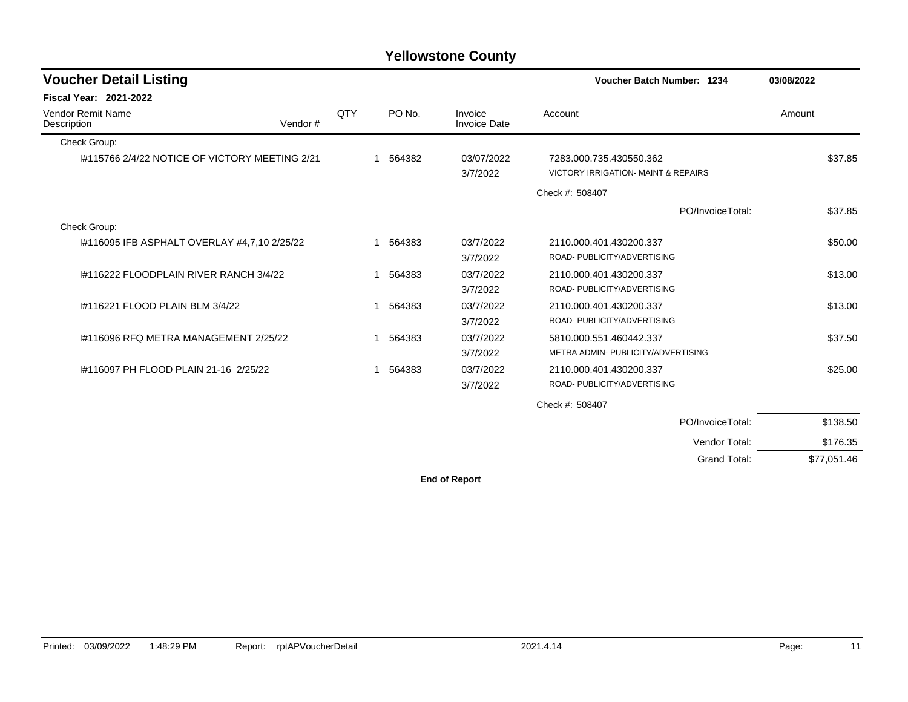# Yellowstone County

## Voucher Detail Listing

**Voucher Batch Number: 1234** — **03/08/2022**

**Fiscal Year: 2021-2022**

| Vendor Remit Name / Description | Vendor # | QTY | PO No. | Invoice / Invoice Date | Account | Amount |
|---|---|---|---|---|---|---|
| Check Group: | | | | | | |
| I#115766 2/4/22 NOTICE OF VICTORY MEETING 2/21 | | 1 | 564382 | 03/07/2022 3/7/2022 | 7283.000.735.430550.362 VICTORY IRRIGATION- MAINT & REPAIRS | $37.85 |
| | | | | | Check #: 508407 | |
| | | | | | PO/InvoiceTotal: | $37.85 |
| Check Group: | | | | | | |
| I#116095 IFB ASPHALT OVERLAY #4,7,10 2/25/22 | | 1 | 564383 | 03/7/2022 3/7/2022 | 2110.000.401.430200.337 ROAD- PUBLICITY/ADVERTISING | $50.00 |
| I#116222 FLOODPLAIN RIVER RANCH 3/4/22 | | 1 | 564383 | 03/7/2022 3/7/2022 | 2110.000.401.430200.337 ROAD- PUBLICITY/ADVERTISING | $13.00 |
| I#116221 FLOOD PLAIN BLM 3/4/22 | | 1 | 564383 | 03/7/2022 3/7/2022 | 2110.000.401.430200.337 ROAD- PUBLICITY/ADVERTISING | $13.00 |
| I#116096 RFQ METRA MANAGEMENT 2/25/22 | | 1 | 564383 | 03/7/2022 3/7/2022 | 5810.000.551.460442.337 METRA ADMIN- PUBLICITY/ADVERTISING | $37.50 |
| I#116097 PH FLOOD PLAIN 21-16 2/25/22 | | 1 | 564383 | 03/7/2022 3/7/2022 | 2110.000.401.430200.337 ROAD- PUBLICITY/ADVERTISING | $25.00 |
| | | | | | Check #: 508407 | |
| | | | | | PO/InvoiceTotal: | $138.50 |
| | | | | | Vendor Total: | $176.35 |
| | | | | | Grand Total: | $77,051.46 |

**End of Report**